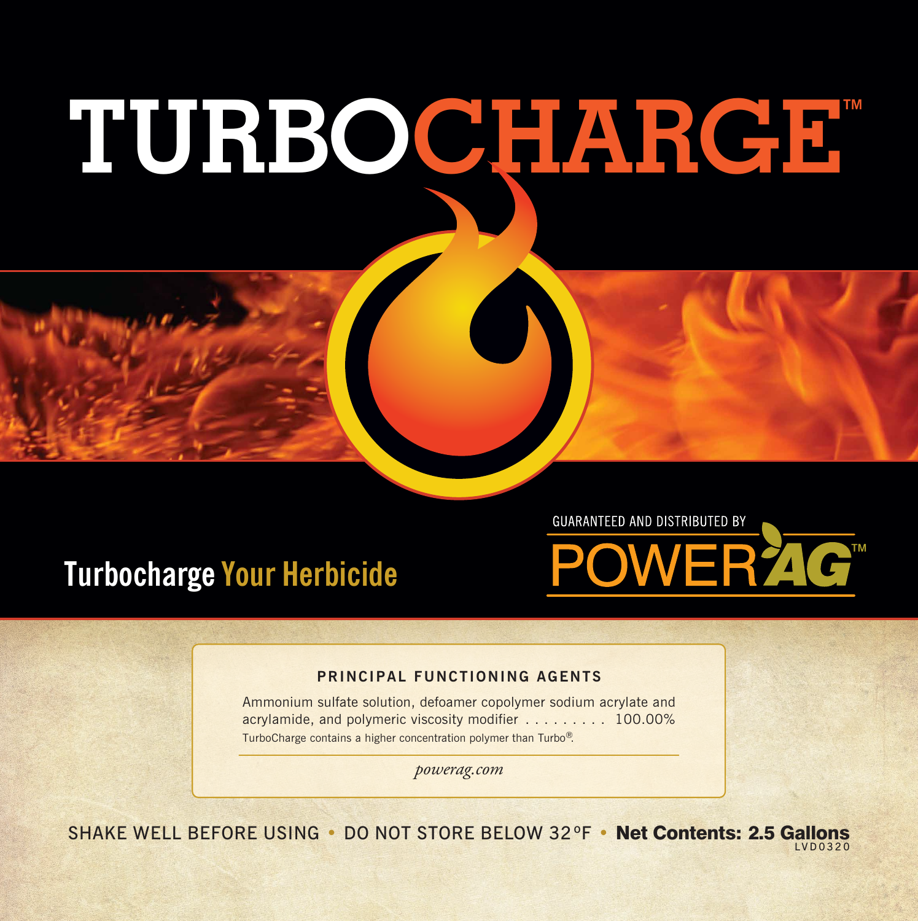# TURBOCHARGE™

## Turbocharge Your Herbicide

GUARANTEED AND DISTRIBUTED BY

POWER AG™

### PRINCIPAL FUNCTIONING AGENTS

Ammonium sulfate solution, defoamer copolymer sodium acrylate and acrylamide, and polymeric viscosity modifier . . . . . . . . . 100.00%

TurboCharge contains a higher concentration polymer than Turbo®.

*powerag.com*

SHAKE WELL BEFORE USING • DO NOT STORE BELOW 32ºF • **Net Contents: 2.5 Gallons**

LVD0320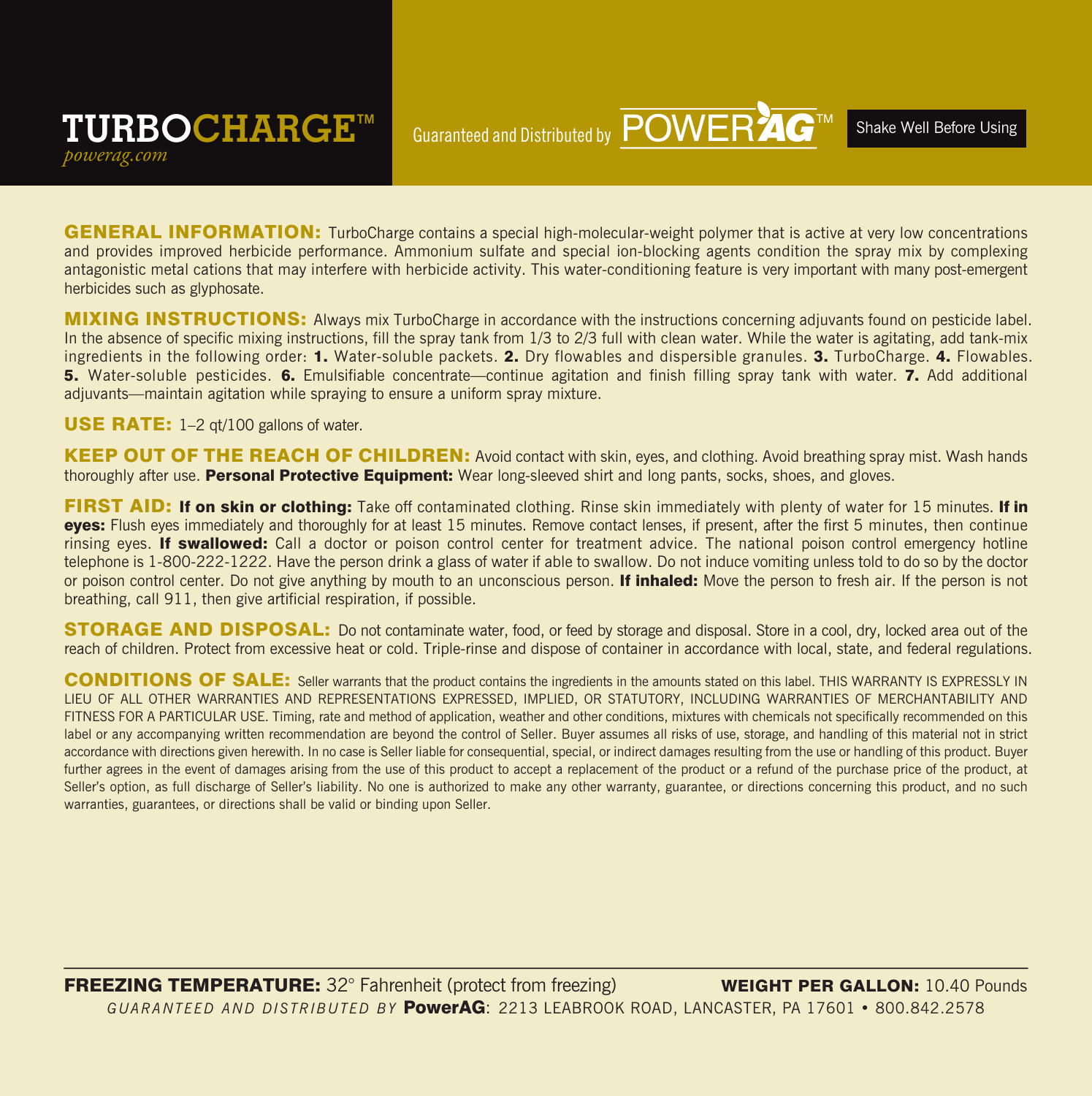# TURBOCHARGE™

*powerag.com*

Guaranteed and Distributed by POWERAG™

Shake Well Before Using

**GENERAL INFORMATION:** TurboCharge contains a special high-molecular-weight polymer that is active at very low concentrations and provides improved herbicide performance. Ammonium sulfate and special ion-blocking agents condition the spray mix by complexing antagonistic metal cations that may interfere with herbicide activity. This water-conditioning feature is very important with many post-emergent herbicides such as glyphosate.

**MIXING INSTRUCTIONS:** Always mix TurboCharge in accordance with the instructions concerning adjuvants found on pesticide label. In the absence of specific mixing instructions, fill the spray tank from 1/3 to 2/3 full with clean water. While the water is agitating, add tank-mix ingredients in the following order: **1.** Water-soluble packets. **2.** Dry flowables and dispersible granules. **3.** TurboCharge. **4.** Flowables. **5.** Water-soluble pesticides. **6.** Emulsifiable concentrate—continue agitation and finish filling spray tank with water. **7.** Add additional adjuvants—maintain agitation while spraying to ensure a uniform spray mixture.

**USE RATE:** 1–2 qt/100 gallons of water.

**KEEP OUT OF THE REACH OF CHILDREN:** Avoid contact with skin, eyes, and clothing. Avoid breathing spray mist. Wash hands thoroughly after use. **Personal Protective Equipment:** Wear long-sleeved shirt and long pants, socks, shoes, and gloves.

**FIRST AID:** **If on skin or clothing:** Take off contaminated clothing. Rinse skin immediately with plenty of water for 15 minutes. **If in eyes:** Flush eyes immediately and thoroughly for at least 15 minutes. Remove contact lenses, if present, after the first 5 minutes, then continue rinsing eyes. **If swallowed:** Call a doctor or poison control center for treatment advice. The national poison control emergency hotline telephone is 1-800-222-1222. Have the person drink a glass of water if able to swallow. Do not induce vomiting unless told to do so by the doctor or poison control center. Do not give anything by mouth to an unconscious person. **If inhaled:** Move the person to fresh air. If the person is not breathing, call 911, then give artificial respiration, if possible.

**STORAGE AND DISPOSAL:** Do not contaminate water, food, or feed by storage and disposal. Store in a cool, dry, locked area out of the reach of children. Protect from excessive heat or cold. Triple-rinse and dispose of container in accordance with local, state, and federal regulations.

**CONDITIONS OF SALE:** Seller warrants that the product contains the ingredients in the amounts stated on this label. THIS WARRANTY IS EXPRESSLY IN LIEU OF ALL OTHER WARRANTIES AND REPRESENTATIONS EXPRESSED, IMPLIED, OR STATUTORY, INCLUDING WARRANTIES OF MERCHANTABILITY AND FITNESS FOR A PARTICULAR USE. Timing, rate and method of application, weather and other conditions, mixtures with chemicals not specifically recommended on this label or any accompanying written recommendation are beyond the control of Seller. Buyer assumes all risks of use, storage, and handling of this material not in strict accordance with directions given herewith. In no case is Seller liable for consequential, special, or indirect damages resulting from the use or handling of this product. Buyer further agrees in the event of damages arising from the use of this product to accept a replacement of the product or a refund of the purchase price of the product, at Seller's option, as full discharge of Seller's liability. No one is authorized to make any other warranty, guarantee, or directions concerning this product, and no such warranties, guarantees, or directions shall be valid or binding upon Seller.

---

**FREEZING TEMPERATURE:** 32° Fahrenheit (protect from freezing) **WEIGHT PER GALLON:** 10.40 Pounds

*GUARANTEED AND DISTRIBUTED BY* **PowerAG**: 2213 LEABROOK ROAD, LANCASTER, PA 17601 • 800.842.2578